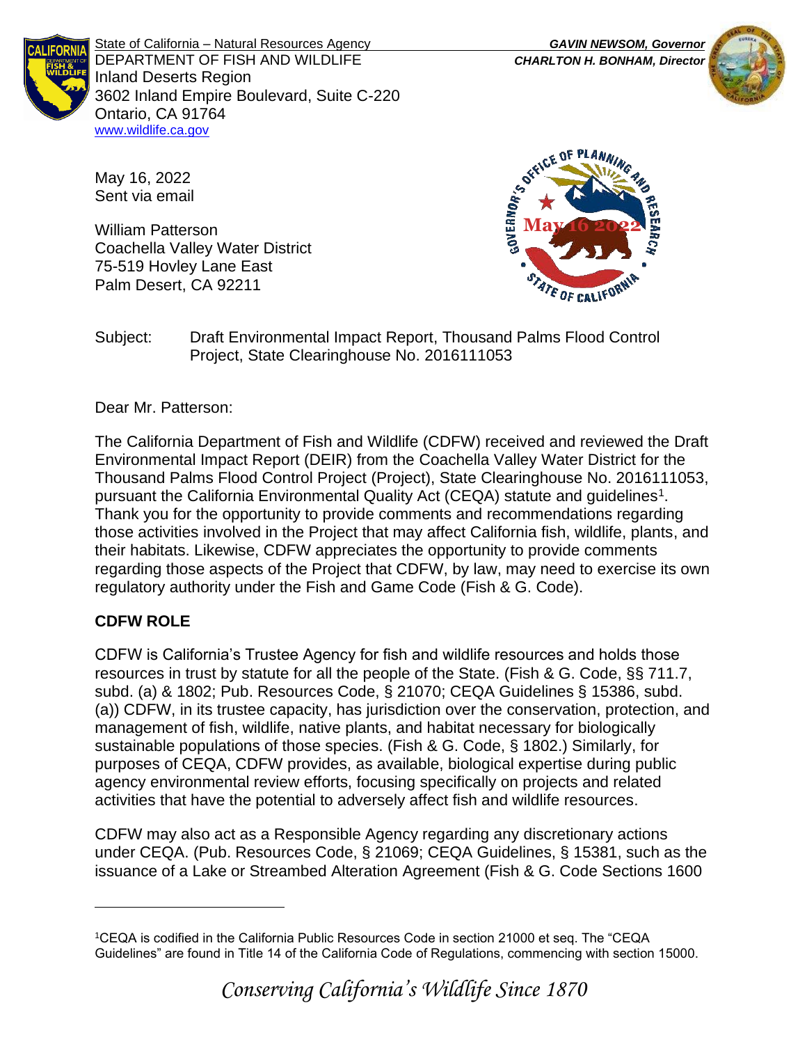State of California – Natural Resources Agency
DEPARTMENT OF FISH AND WILDLIFE
Inland Deserts Region
3602 Inland Empire Boulevard, Suite C-220
Ontario, CA 91764
www.wildlife.ca.gov

***GAVIN NEWSOM, Governor***
***CHARLTON H. BONHAM, Director***

May 16, 2022
Sent via email

William Patterson
Coachella Valley Water District
75-519 Hovley Lane East
Palm Desert, CA 92211

Subject: Draft Environmental Impact Report, Thousand Palms Flood Control Project, State Clearinghouse No. 2016111053

Dear Mr. Patterson:

The California Department of Fish and Wildlife (CDFW) received and reviewed the Draft Environmental Impact Report (DEIR) from the Coachella Valley Water District for the Thousand Palms Flood Control Project (Project), State Clearinghouse No. 2016111053, pursuant the California Environmental Quality Act (CEQA) statute and guidelines[1]. Thank you for the opportunity to provide comments and recommendations regarding those activities involved in the Project that may affect California fish, wildlife, plants, and their habitats. Likewise, CDFW appreciates the opportunity to provide comments regarding those aspects of the Project that CDFW, by law, may need to exercise its own regulatory authority under the Fish and Game Code (Fish & G. Code).

**CDFW ROLE**

CDFW is California's Trustee Agency for fish and wildlife resources and holds those resources in trust by statute for all the people of the State. (Fish & G. Code, §§ 711.7, subd. (a) & 1802; Pub. Resources Code, § 21070; CEQA Guidelines § 15386, subd. (a)) CDFW, in its trustee capacity, has jurisdiction over the conservation, protection, and management of fish, wildlife, native plants, and habitat necessary for biologically sustainable populations of those species. (Fish & G. Code, § 1802.) Similarly, for purposes of CEQA, CDFW provides, as available, biological expertise during public agency environmental review efforts, focusing specifically on projects and related activities that have the potential to adversely affect fish and wildlife resources.

CDFW may also act as a Responsible Agency regarding any discretionary actions under CEQA. (Pub. Resources Code, § 21069; CEQA Guidelines, § 15381, such as the issuance of a Lake or Streambed Alteration Agreement (Fish & G. Code Sections 1600

[1]CEQA is codified in the California Public Resources Code in section 21000 et seq. The "CEQA Guidelines" are found in Title 14 of the California Code of Regulations, commencing with section 15000.

*Conserving California's Wildlife Since 1870*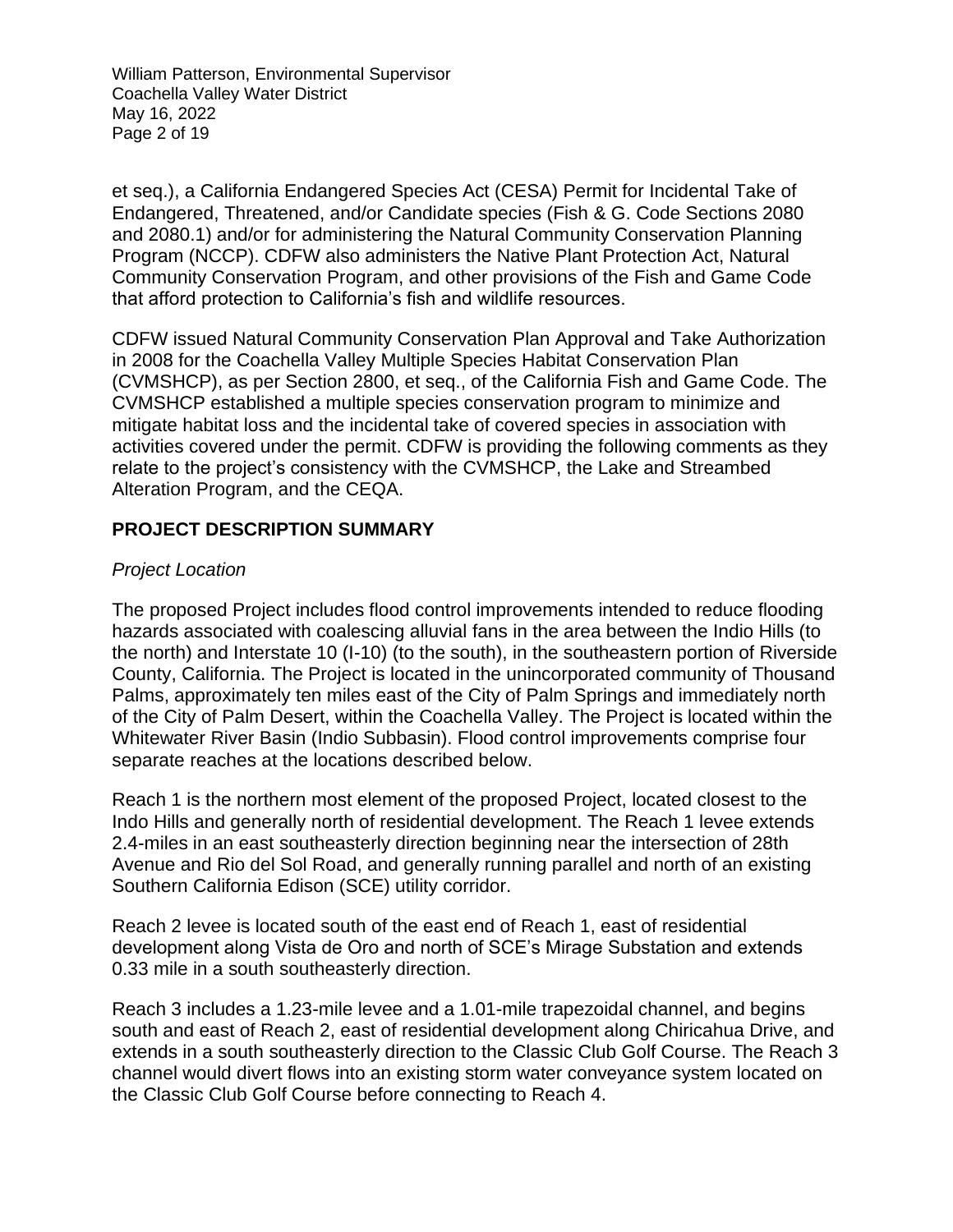et seq.), a California Endangered Species Act (CESA) Permit for Incidental Take of Endangered, Threatened, and/or Candidate species (Fish & G. Code Sections 2080 and 2080.1) and/or for administering the Natural Community Conservation Planning Program (NCCP). CDFW also administers the Native Plant Protection Act, Natural Community Conservation Program, and other provisions of the Fish and Game Code that afford protection to California's fish and wildlife resources.

CDFW issued Natural Community Conservation Plan Approval and Take Authorization in 2008 for the Coachella Valley Multiple Species Habitat Conservation Plan (CVMSHCP), as per Section 2800, et seq., of the California Fish and Game Code. The CVMSHCP established a multiple species conservation program to minimize and mitigate habitat loss and the incidental take of covered species in association with activities covered under the permit. CDFW is providing the following comments as they relate to the project's consistency with the CVMSHCP, the Lake and Streambed Alteration Program, and the CEQA.

## PROJECT DESCRIPTION SUMMARY

### *Project Location*

The proposed Project includes flood control improvements intended to reduce flooding hazards associated with coalescing alluvial fans in the area between the Indio Hills (to the north) and Interstate 10 (I-10) (to the south), in the southeastern portion of Riverside County, California. The Project is located in the unincorporated community of Thousand Palms, approximately ten miles east of the City of Palm Springs and immediately north of the City of Palm Desert, within the Coachella Valley. The Project is located within the Whitewater River Basin (Indio Subbasin). Flood control improvements comprise four separate reaches at the locations described below.

Reach 1 is the northern most element of the proposed Project, located closest to the Indo Hills and generally north of residential development. The Reach 1 levee extends 2.4-miles in an east southeasterly direction beginning near the intersection of 28th Avenue and Rio del Sol Road, and generally running parallel and north of an existing Southern California Edison (SCE) utility corridor.

Reach 2 levee is located south of the east end of Reach 1, east of residential development along Vista de Oro and north of SCE's Mirage Substation and extends 0.33 mile in a south southeasterly direction.

Reach 3 includes a 1.23-mile levee and a 1.01-mile trapezoidal channel, and begins south and east of Reach 2, east of residential development along Chiricahua Drive, and extends in a south southeasterly direction to the Classic Club Golf Course. The Reach 3 channel would divert flows into an existing storm water conveyance system located on the Classic Club Golf Course before connecting to Reach 4.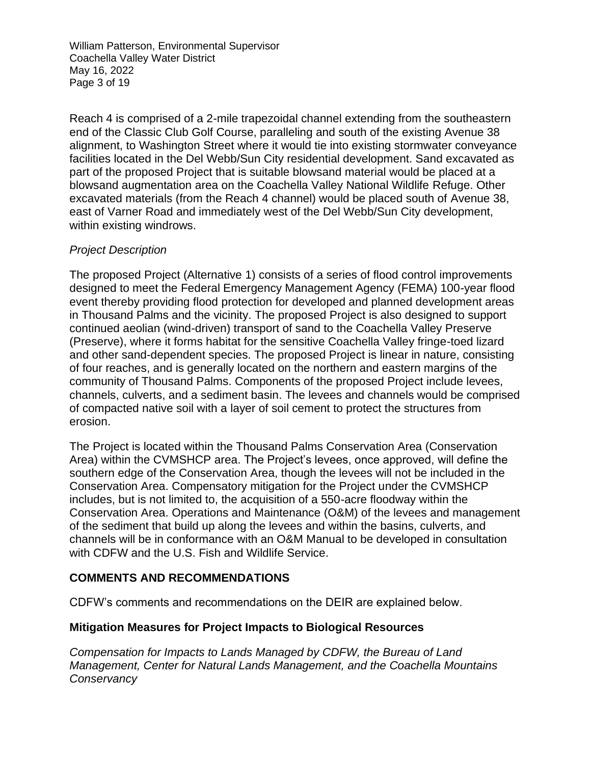Reach 4 is comprised of a 2-mile trapezoidal channel extending from the southeastern end of the Classic Club Golf Course, paralleling and south of the existing Avenue 38 alignment, to Washington Street where it would tie into existing stormwater conveyance facilities located in the Del Webb/Sun City residential development. Sand excavated as part of the proposed Project that is suitable blowsand material would be placed at a blowsand augmentation area on the Coachella Valley National Wildlife Refuge. Other excavated materials (from the Reach 4 channel) would be placed south of Avenue 38, east of Varner Road and immediately west of the Del Webb/Sun City development, within existing windrows.

*Project Description*

The proposed Project (Alternative 1) consists of a series of flood control improvements designed to meet the Federal Emergency Management Agency (FEMA) 100-year flood event thereby providing flood protection for developed and planned development areas in Thousand Palms and the vicinity. The proposed Project is also designed to support continued aeolian (wind-driven) transport of sand to the Coachella Valley Preserve (Preserve), where it forms habitat for the sensitive Coachella Valley fringe-toed lizard and other sand-dependent species. The proposed Project is linear in nature, consisting of four reaches, and is generally located on the northern and eastern margins of the community of Thousand Palms. Components of the proposed Project include levees, channels, culverts, and a sediment basin. The levees and channels would be comprised of compacted native soil with a layer of soil cement to protect the structures from erosion.

The Project is located within the Thousand Palms Conservation Area (Conservation Area) within the CVMSHCP area. The Project's levees, once approved, will define the southern edge of the Conservation Area, though the levees will not be included in the Conservation Area. Compensatory mitigation for the Project under the CVMSHCP includes, but is not limited to, the acquisition of a 550-acre floodway within the Conservation Area. Operations and Maintenance (O&M) of the levees and management of the sediment that build up along the levees and within the basins, culverts, and channels will be in conformance with an O&M Manual to be developed in consultation with CDFW and the U.S. Fish and Wildlife Service.

## COMMENTS AND RECOMMENDATIONS

CDFW's comments and recommendations on the DEIR are explained below.

### Mitigation Measures for Project Impacts to Biological Resources

*Compensation for Impacts to Lands Managed by CDFW, the Bureau of Land Management, Center for Natural Lands Management, and the Coachella Mountains Conservancy*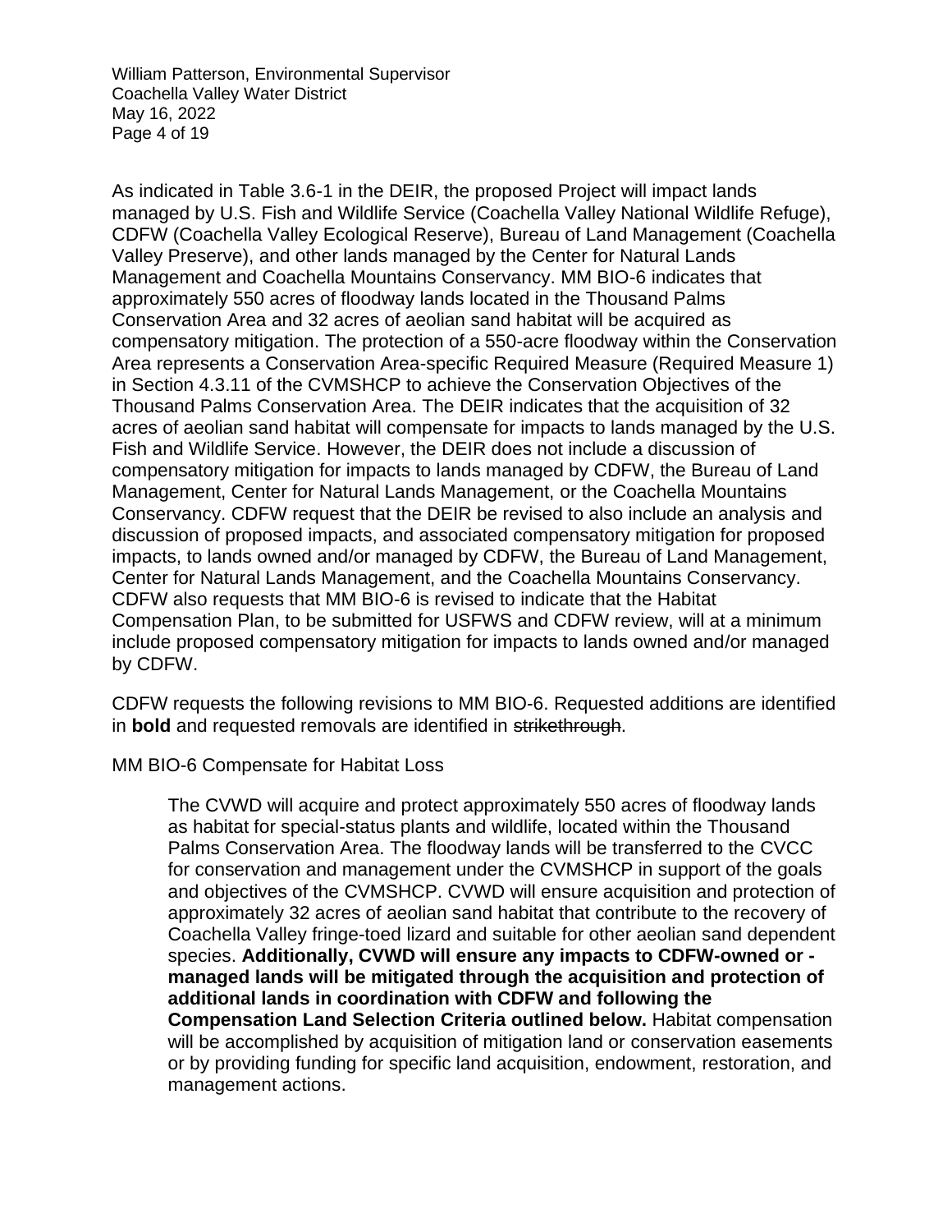As indicated in Table 3.6-1 in the DEIR, the proposed Project will impact lands managed by U.S. Fish and Wildlife Service (Coachella Valley National Wildlife Refuge), CDFW (Coachella Valley Ecological Reserve), Bureau of Land Management (Coachella Valley Preserve), and other lands managed by the Center for Natural Lands Management and Coachella Mountains Conservancy. MM BIO-6 indicates that approximately 550 acres of floodway lands located in the Thousand Palms Conservation Area and 32 acres of aeolian sand habitat will be acquired as compensatory mitigation. The protection of a 550-acre floodway within the Conservation Area represents a Conservation Area-specific Required Measure (Required Measure 1) in Section 4.3.11 of the CVMSHCP to achieve the Conservation Objectives of the Thousand Palms Conservation Area. The DEIR indicates that the acquisition of 32 acres of aeolian sand habitat will compensate for impacts to lands managed by the U.S. Fish and Wildlife Service. However, the DEIR does not include a discussion of compensatory mitigation for impacts to lands managed by CDFW, the Bureau of Land Management, Center for Natural Lands Management, or the Coachella Mountains Conservancy. CDFW request that the DEIR be revised to also include an analysis and discussion of proposed impacts, and associated compensatory mitigation for proposed impacts, to lands owned and/or managed by CDFW, the Bureau of Land Management, Center for Natural Lands Management, and the Coachella Mountains Conservancy. CDFW also requests that MM BIO-6 is revised to indicate that the Habitat Compensation Plan, to be submitted for USFWS and CDFW review, will at a minimum include proposed compensatory mitigation for impacts to lands owned and/or managed by CDFW.

CDFW requests the following revisions to MM BIO-6. Requested additions are identified in **bold** and requested removals are identified in ~~strikethrough~~.

MM BIO-6 Compensate for Habitat Loss

> The CVWD will acquire and protect approximately 550 acres of floodway lands as habitat for special-status plants and wildlife, located within the Thousand Palms Conservation Area. The floodway lands will be transferred to the CVCC for conservation and management under the CVMSHCP in support of the goals and objectives of the CVMSHCP. CVWD will ensure acquisition and protection of approximately 32 acres of aeolian sand habitat that contribute to the recovery of Coachella Valley fringe-toed lizard and suitable for other aeolian sand dependent species. **Additionally, CVWD will ensure any impacts to CDFW-owned or -managed lands will be mitigated through the acquisition and protection of additional lands in coordination with CDFW and following the Compensation Land Selection Criteria outlined below.** Habitat compensation will be accomplished by acquisition of mitigation land or conservation easements or by providing funding for specific land acquisition, endowment, restoration, and management actions.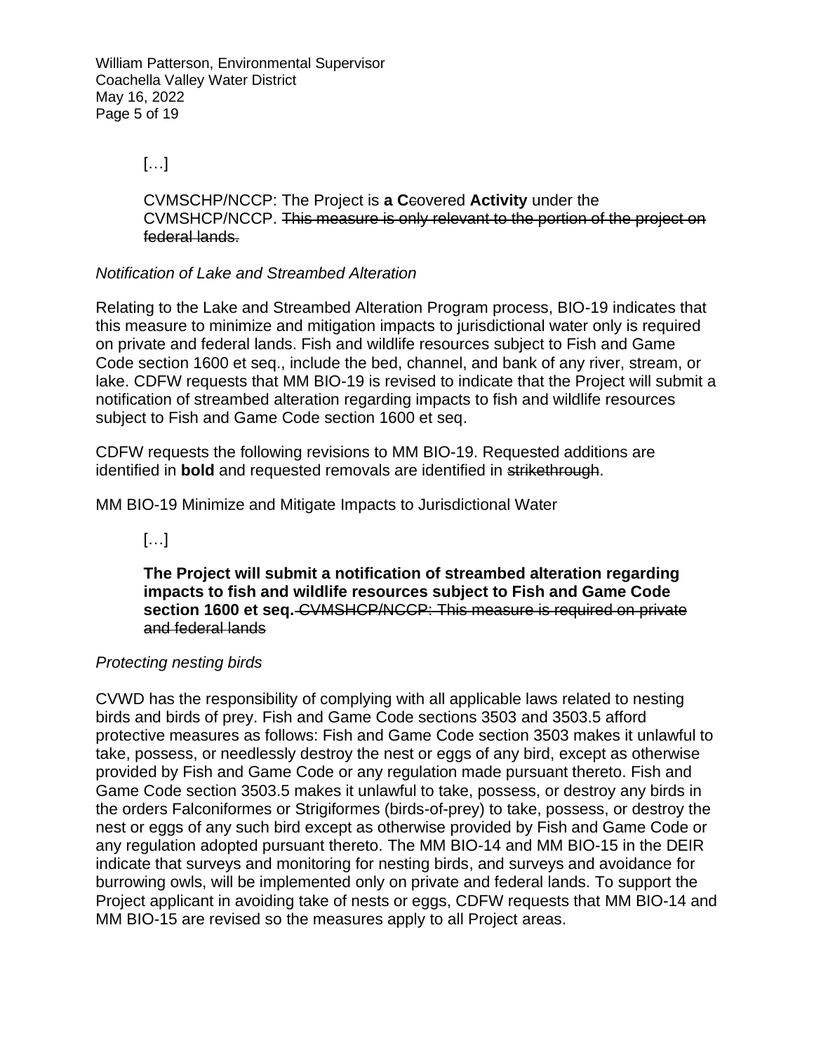[…]

CVMSCHP/NCCP: The Project is **a C**~~c~~overed **Activity** under the CVMSHCP/NCCP. ~~This measure is only relevant to the portion of the project on federal lands.~~

*Notification of Lake and Streambed Alteration*

Relating to the Lake and Streambed Alteration Program process, BIO-19 indicates that this measure to minimize and mitigation impacts to jurisdictional water only is required on private and federal lands. Fish and wildlife resources subject to Fish and Game Code section 1600 et seq., include the bed, channel, and bank of any river, stream, or lake. CDFW requests that MM BIO-19 is revised to indicate that the Project will submit a notification of streambed alteration regarding impacts to fish and wildlife resources subject to Fish and Game Code section 1600 et seq.

CDFW requests the following revisions to MM BIO-19. Requested additions are identified in **bold** and requested removals are identified in ~~strikethrough~~.

MM BIO-19 Minimize and Mitigate Impacts to Jurisdictional Water

[…]

**The Project will submit a notification of streambed alteration regarding impacts to fish and wildlife resources subject to Fish and Game Code section 1600 et seq.** ~~CVMSHCP/NCCP: This measure is required on private and federal lands~~

*Protecting nesting birds*

CVWD has the responsibility of complying with all applicable laws related to nesting birds and birds of prey. Fish and Game Code sections 3503 and 3503.5 afford protective measures as follows: Fish and Game Code section 3503 makes it unlawful to take, possess, or needlessly destroy the nest or eggs of any bird, except as otherwise provided by Fish and Game Code or any regulation made pursuant thereto. Fish and Game Code section 3503.5 makes it unlawful to take, possess, or destroy any birds in the orders Falconiformes or Strigiformes (birds-of-prey) to take, possess, or destroy the nest or eggs of any such bird except as otherwise provided by Fish and Game Code or any regulation adopted pursuant thereto. The MM BIO-14 and MM BIO-15 in the DEIR indicate that surveys and monitoring for nesting birds, and surveys and avoidance for burrowing owls, will be implemented only on private and federal lands. To support the Project applicant in avoiding take of nests or eggs, CDFW requests that MM BIO-14 and MM BIO-15 are revised so the measures apply to all Project areas.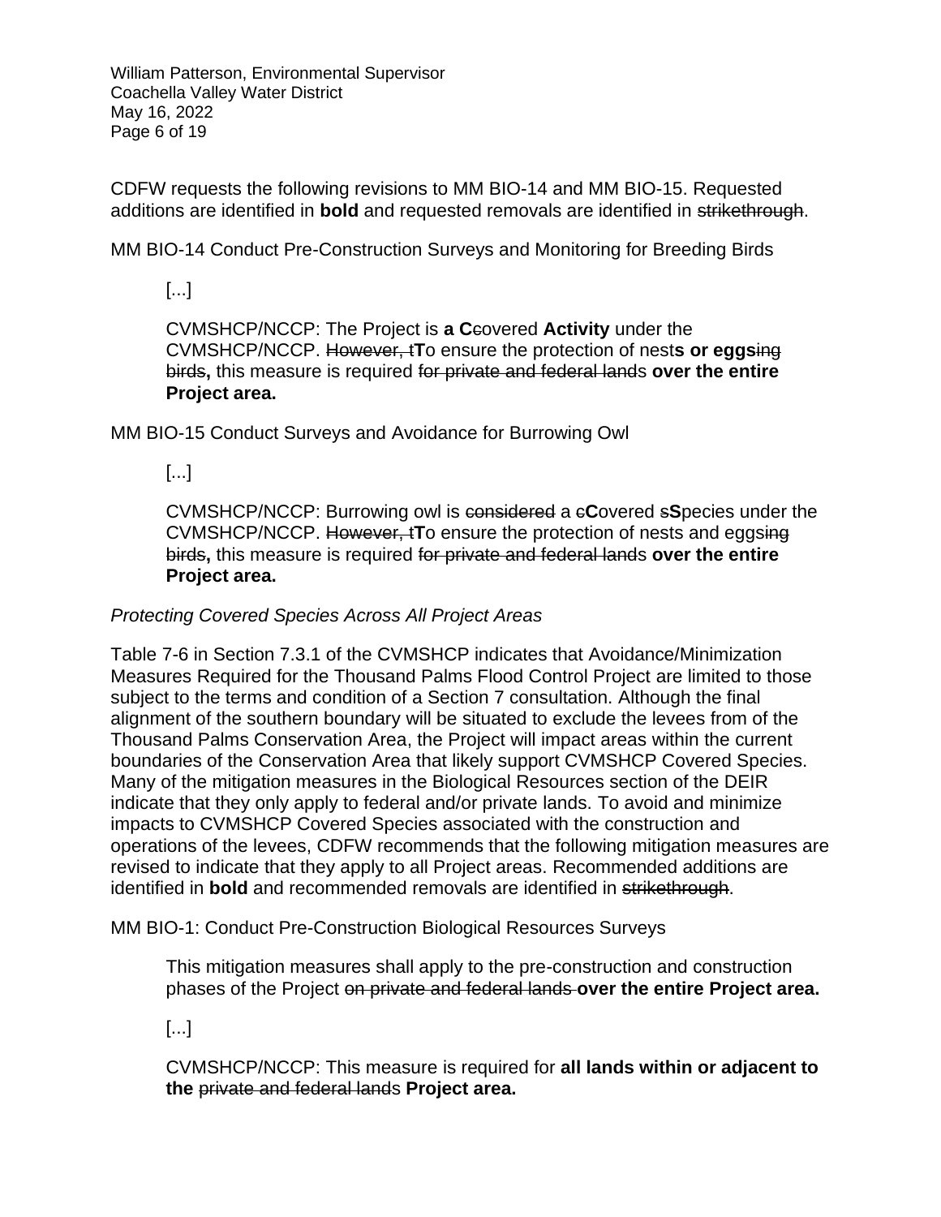CDFW requests the following revisions to MM BIO-14 and MM BIO-15. Requested additions are identified in **bold** and requested removals are identified in ~~strikethrough~~.

MM BIO-14 Conduct Pre-Construction Surveys and Monitoring for Breeding Birds

> [...]
>
> CVMSHCP/NCCP: The Project is **a C**~~c~~overed **Activity** under the CVMSHCP/NCCP. ~~However, t~~**T**o ensure the protection of nest**s or eggs**~~ing birds~~**,** this measure is required ~~for private and federal land~~s **over the entire Project area.**

MM BIO-15 Conduct Surveys and Avoidance for Burrowing Owl

> [...]
>
> CVMSHCP/NCCP: Burrowing owl is ~~considered~~ a ~~c~~**C**overed ~~s~~**S**pecies under the CVMSHCP/NCCP. ~~However, t~~**T**o ensure the protection of nests and eggs~~ing birds~~**,** this measure is required ~~for private and federal land~~s **over the entire Project area.**

*Protecting Covered Species Across All Project Areas*

Table 7-6 in Section 7.3.1 of the CVMSHCP indicates that Avoidance/Minimization Measures Required for the Thousand Palms Flood Control Project are limited to those subject to the terms and condition of a Section 7 consultation. Although the final alignment of the southern boundary will be situated to exclude the levees from of the Thousand Palms Conservation Area, the Project will impact areas within the current boundaries of the Conservation Area that likely support CVMSHCP Covered Species. Many of the mitigation measures in the Biological Resources section of the DEIR indicate that they only apply to federal and/or private lands. To avoid and minimize impacts to CVMSHCP Covered Species associated with the construction and operations of the levees, CDFW recommends that the following mitigation measures are revised to indicate that they apply to all Project areas. Recommended additions are identified in **bold** and recommended removals are identified in ~~strikethrough~~.

MM BIO-1: Conduct Pre-Construction Biological Resources Surveys

> This mitigation measures shall apply to the pre-construction and construction phases of the Project ~~on private and federal lands~~ **over the entire Project area.**
>
> [...]
>
> CVMSHCP/NCCP: This measure is required for **all lands within or adjacent to the** ~~private and federal land~~s **Project area.**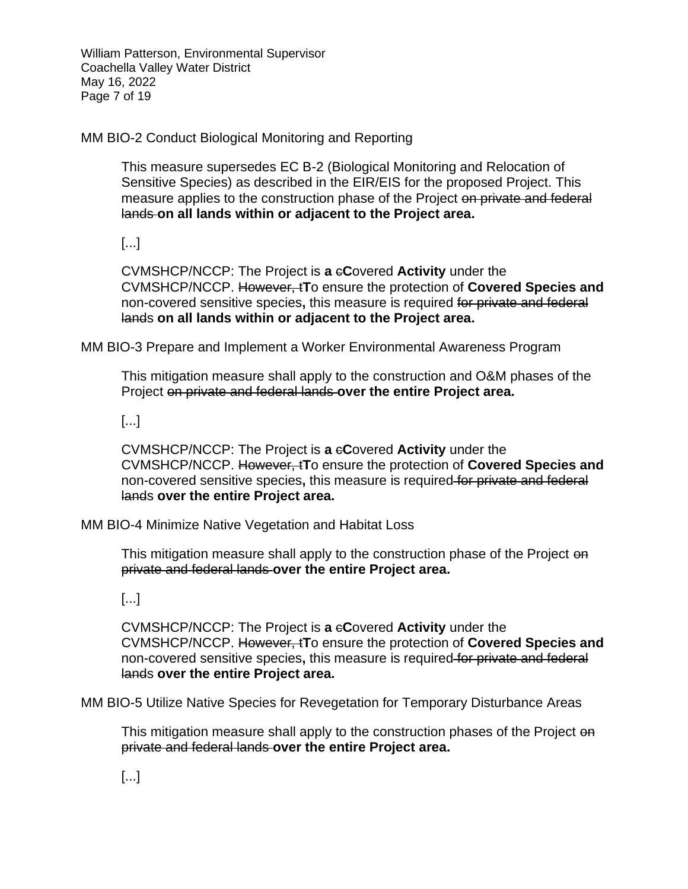MM BIO-2 Conduct Biological Monitoring and Reporting

This measure supersedes EC B-2 (Biological Monitoring and Relocation of Sensitive Species) as described in the EIR/EIS for the proposed Project. This measure applies to the construction phase of the Project ~~on private and federal lands~~ **on all lands within or adjacent to the Project area.**

[...]

CVMSHCP/NCCP: The Project is **a** ~~c~~**C**overed **Activity** under the CVMSHCP/NCCP. ~~However, t~~**T**o ensure the protection of **Covered Species and** non-covered sensitive species**,** this measure is required ~~for private and federal lands~~ **on all lands within or adjacent to the Project area.**

MM BIO-3 Prepare and Implement a Worker Environmental Awareness Program

This mitigation measure shall apply to the construction and O&M phases of the Project ~~on private and federal lands~~ **over the entire Project area.**

[...]

CVMSHCP/NCCP: The Project is **a** ~~c~~**C**overed **Activity** under the CVMSHCP/NCCP. ~~However, t~~**T**o ensure the protection of **Covered Species and** non-covered sensitive species**,** this measure is required ~~for private and federal lands~~ **over the entire Project area.**

MM BIO-4 Minimize Native Vegetation and Habitat Loss

This mitigation measure shall apply to the construction phase of the Project ~~on private and federal lands~~ **over the entire Project area.**

[...]

CVMSHCP/NCCP: The Project is **a** ~~c~~**C**overed **Activity** under the CVMSHCP/NCCP. ~~However, t~~**T**o ensure the protection of **Covered Species and** non-covered sensitive species**,** this measure is required ~~for private and federal lands~~ **over the entire Project area.**

MM BIO-5 Utilize Native Species for Revegetation for Temporary Disturbance Areas

This mitigation measure shall apply to the construction phases of the Project ~~on private and federal lands~~ **over the entire Project area.**

[...]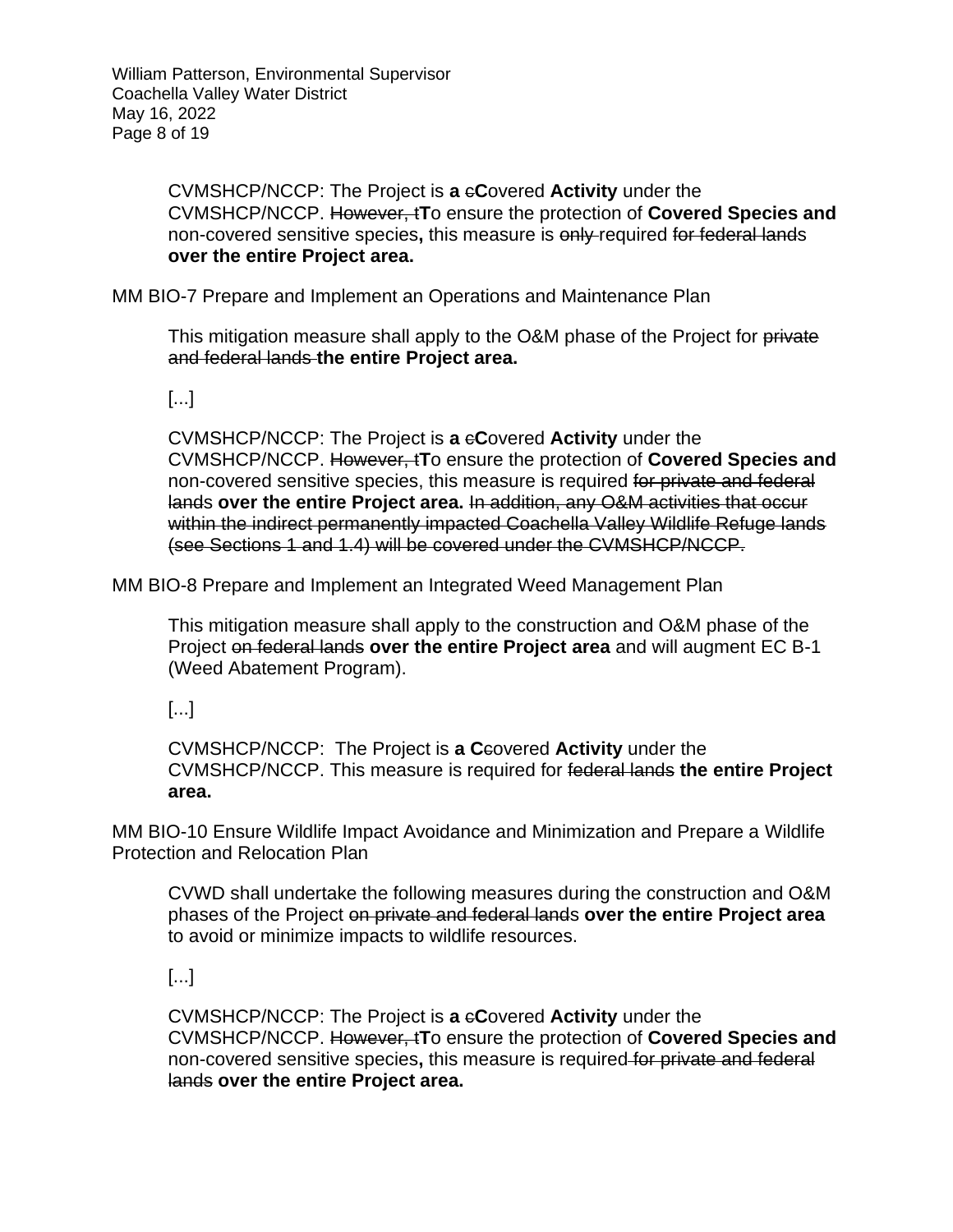CVMSHCP/NCCP: The Project is **a** ~~c~~**C**overed **Activity** under the CVMSHCP/NCCP. ~~However, t~~**T**o ensure the protection of **Covered Species and** non-covered sensitive species**,** this measure is ~~only~~ required ~~for federal lands~~ **over the entire Project area.**

MM BIO-7 Prepare and Implement an Operations and Maintenance Plan

This mitigation measure shall apply to the O&M phase of the Project for ~~private and federal lands~~ **the entire Project area.**

[...]

CVMSHCP/NCCP: The Project is **a** ~~c~~**C**overed **Activity** under the CVMSHCP/NCCP. ~~However, t~~**T**o ensure the protection of **Covered Species and** non-covered sensitive species, this measure is required ~~for private and federal lands~~ **over the entire Project area.** ~~In addition, any O&M activities that occur within the indirect permanently impacted Coachella Valley Wildlife Refuge lands (see Sections 1 and 1.4) will be covered under the CVMSHCP/NCCP.~~

MM BIO-8 Prepare and Implement an Integrated Weed Management Plan

This mitigation measure shall apply to the construction and O&M phase of the Project ~~on federal lands~~ **over the entire Project area** and will augment EC B-1 (Weed Abatement Program).

[...]

CVMSHCP/NCCP: The Project is **a C**~~c~~overed **Activity** under the CVMSHCP/NCCP. This measure is required for ~~federal lands~~ **the entire Project area.**

MM BIO-10 Ensure Wildlife Impact Avoidance and Minimization and Prepare a Wildlife Protection and Relocation Plan

CVWD shall undertake the following measures during the construction and O&M phases of the Project ~~on private and federal lands~~ **over the entire Project area** to avoid or minimize impacts to wildlife resources.

[...]

CVMSHCP/NCCP: The Project is **a** ~~c~~**C**overed **Activity** under the CVMSHCP/NCCP. ~~However, t~~**T**o ensure the protection of **Covered Species and** non-covered sensitive species**,** this measure is required ~~for private and federal lands~~ **over the entire Project area.**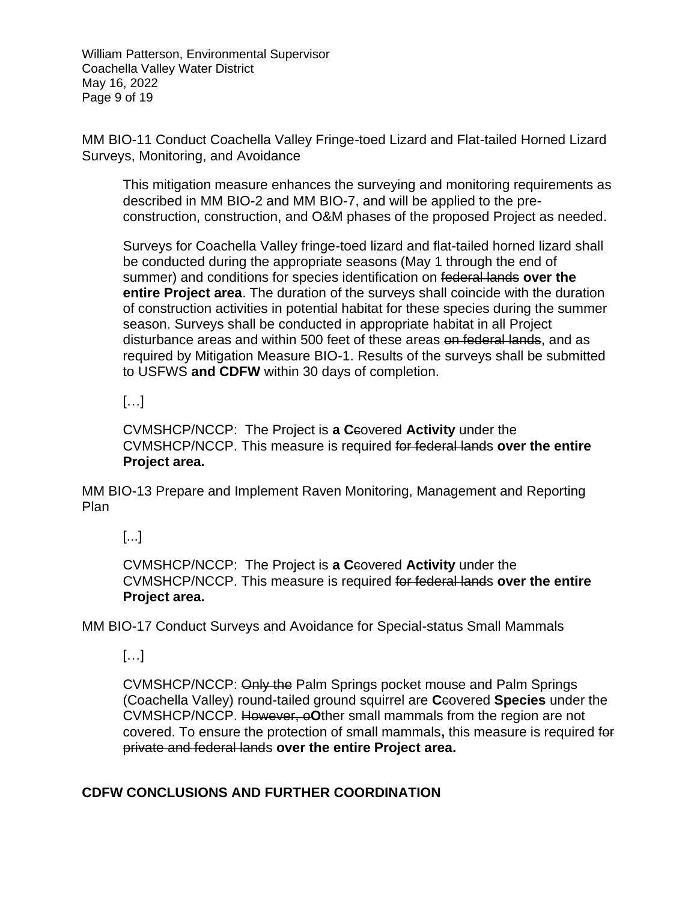MM BIO-11 Conduct Coachella Valley Fringe-toed Lizard and Flat-tailed Horned Lizard Surveys, Monitoring, and Avoidance

> This mitigation measure enhances the surveying and monitoring requirements as described in MM BIO-2 and MM BIO-7, and will be applied to the pre-construction, construction, and O&M phases of the proposed Project as needed.
>
> Surveys for Coachella Valley fringe-toed lizard and flat-tailed horned lizard shall be conducted during the appropriate seasons (May 1 through the end of summer) and conditions for species identification on ~~federal lands~~ **over the entire Project area**. The duration of the surveys shall coincide with the duration of construction activities in potential habitat for these species during the summer season. Surveys shall be conducted in appropriate habitat in all Project disturbance areas and within 500 feet of these areas ~~on federal lands~~, and as required by Mitigation Measure BIO-1. Results of the surveys shall be submitted to USFWS **and CDFW** within 30 days of completion.
>
> […]
>
> CVMSHCP/NCCP: The Project is **a C**~~c~~overed **Activity** under the CVMSHCP/NCCP. This measure is required ~~for federal land~~s **over the entire Project area.**

MM BIO-13 Prepare and Implement Raven Monitoring, Management and Reporting Plan

> [...]
>
> CVMSHCP/NCCP: The Project is **a C**~~c~~overed **Activity** under the CVMSHCP/NCCP. This measure is required ~~for federal land~~s **over the entire Project area.**

MM BIO-17 Conduct Surveys and Avoidance for Special-status Small Mammals

> […]
>
> CVMSHCP/NCCP: ~~Only the~~ Palm Springs pocket mouse and Palm Springs (Coachella Valley) round-tailed ground squirrel are **C**~~c~~overed **Species** under the CVMSHCP/NCCP. ~~However, o~~**O**ther small mammals from the region are not covered. To ensure the protection of small mammals**,** this measure is required ~~for private and federal land~~s **over the entire Project area.**

## CDFW CONCLUSIONS AND FURTHER COORDINATION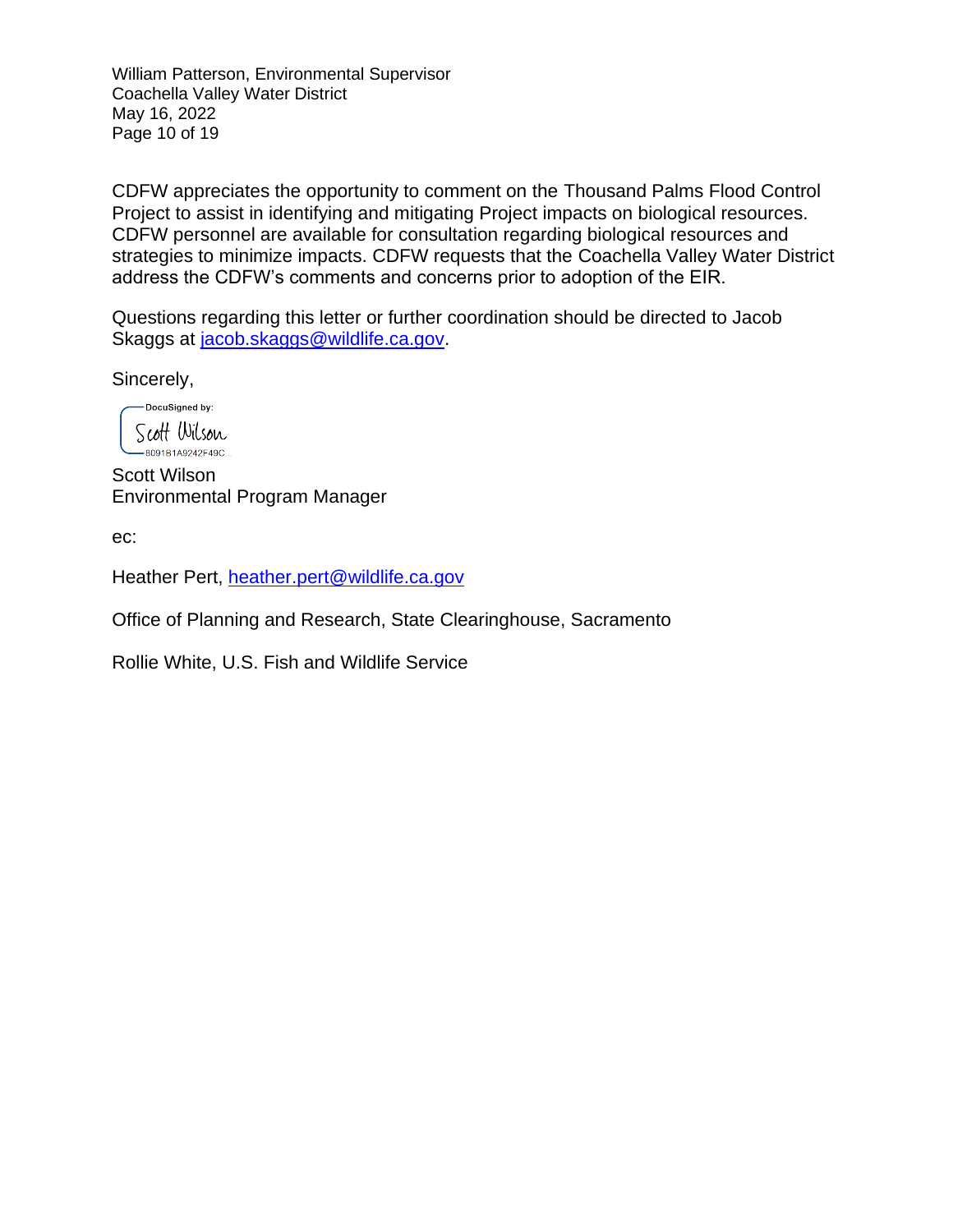CDFW appreciates the opportunity to comment on the Thousand Palms Flood Control Project to assist in identifying and mitigating Project impacts on biological resources. CDFW personnel are available for consultation regarding biological resources and strategies to minimize impacts. CDFW requests that the Coachella Valley Water District address the CDFW's comments and concerns prior to adoption of the EIR.

Questions regarding this letter or further coordination should be directed to Jacob Skaggs at jacob.skaggs@wildlife.ca.gov.

Sincerely,

DocuSigned by:
Scott Wilson
8091B1A9242F49C...

Scott Wilson
Environmental Program Manager

ec:

Heather Pert, heather.pert@wildlife.ca.gov

Office of Planning and Research, State Clearinghouse, Sacramento

Rollie White, U.S. Fish and Wildlife Service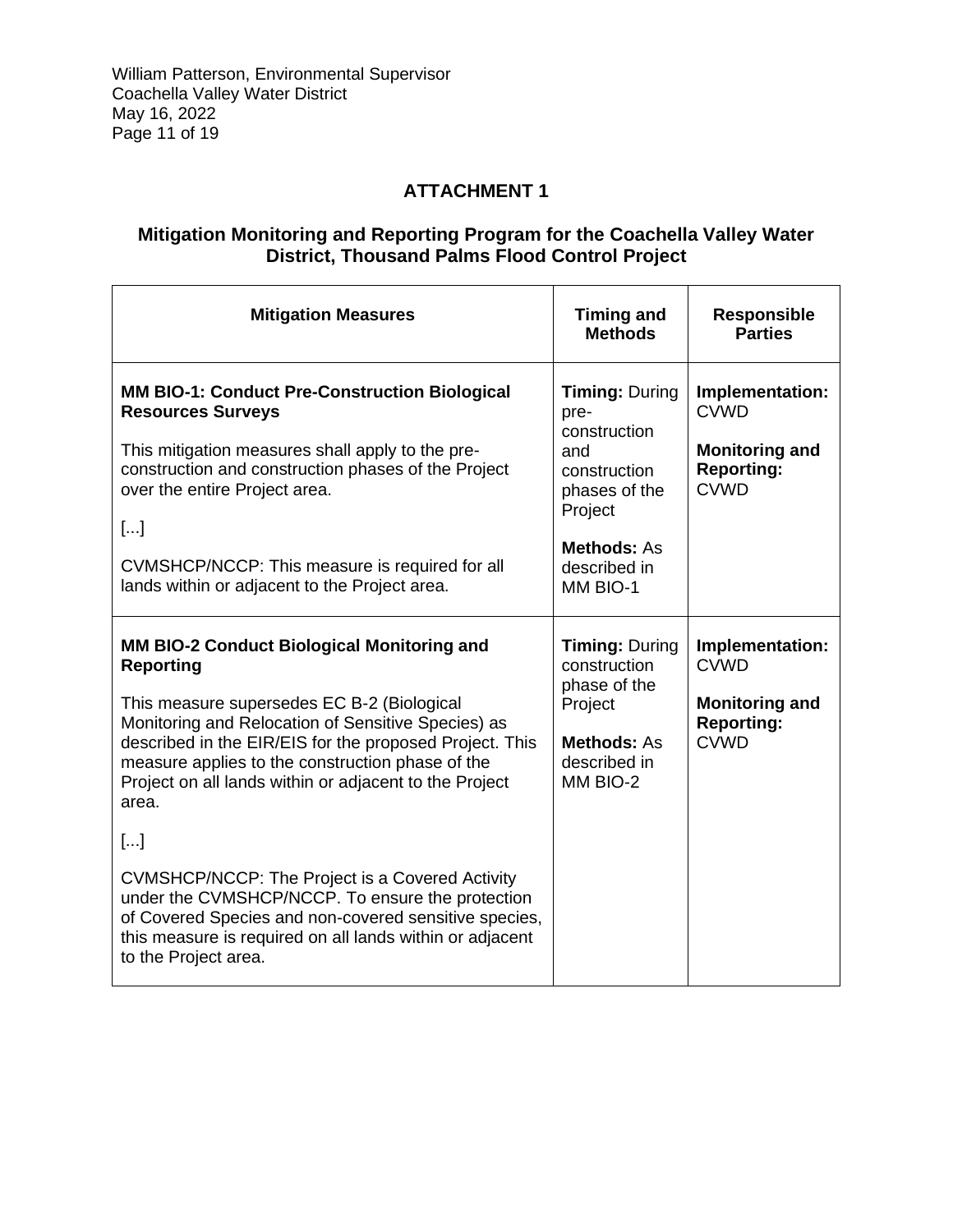## ATTACHMENT 1

### Mitigation Monitoring and Reporting Program for the Coachella Valley Water District, Thousand Palms Flood Control Project

| Mitigation Measures | Timing and Methods | Responsible Parties |
|---|---|---|
| **MM BIO-1: Conduct Pre-Construction Biological Resources Surveys**<br><br>This mitigation measures shall apply to the pre-construction and construction phases of the Project over the entire Project area.<br><br>[...]<br><br>CVMSHCP/NCCP: This measure is required for all lands within or adjacent to the Project area. | **Timing:** During pre-construction and construction phases of the Project<br><br>**Methods:** As described in MM BIO-1 | **Implementation:** CVWD<br><br>**Monitoring and Reporting:** CVWD |
| **MM BIO-2 Conduct Biological Monitoring and Reporting**<br><br>This measure supersedes EC B-2 (Biological Monitoring and Relocation of Sensitive Species) as described in the EIR/EIS for the proposed Project. This measure applies to the construction phase of the Project on all lands within or adjacent to the Project area.<br><br>[...]<br><br>CVMSHCP/NCCP: The Project is a Covered Activity under the CVMSHCP/NCCP. To ensure the protection of Covered Species and non-covered sensitive species, this measure is required on all lands within or adjacent to the Project area. | **Timing:** During construction phase of the Project<br><br>**Methods:** As described in MM BIO-2 | **Implementation:** CVWD<br><br>**Monitoring and Reporting:** CVWD |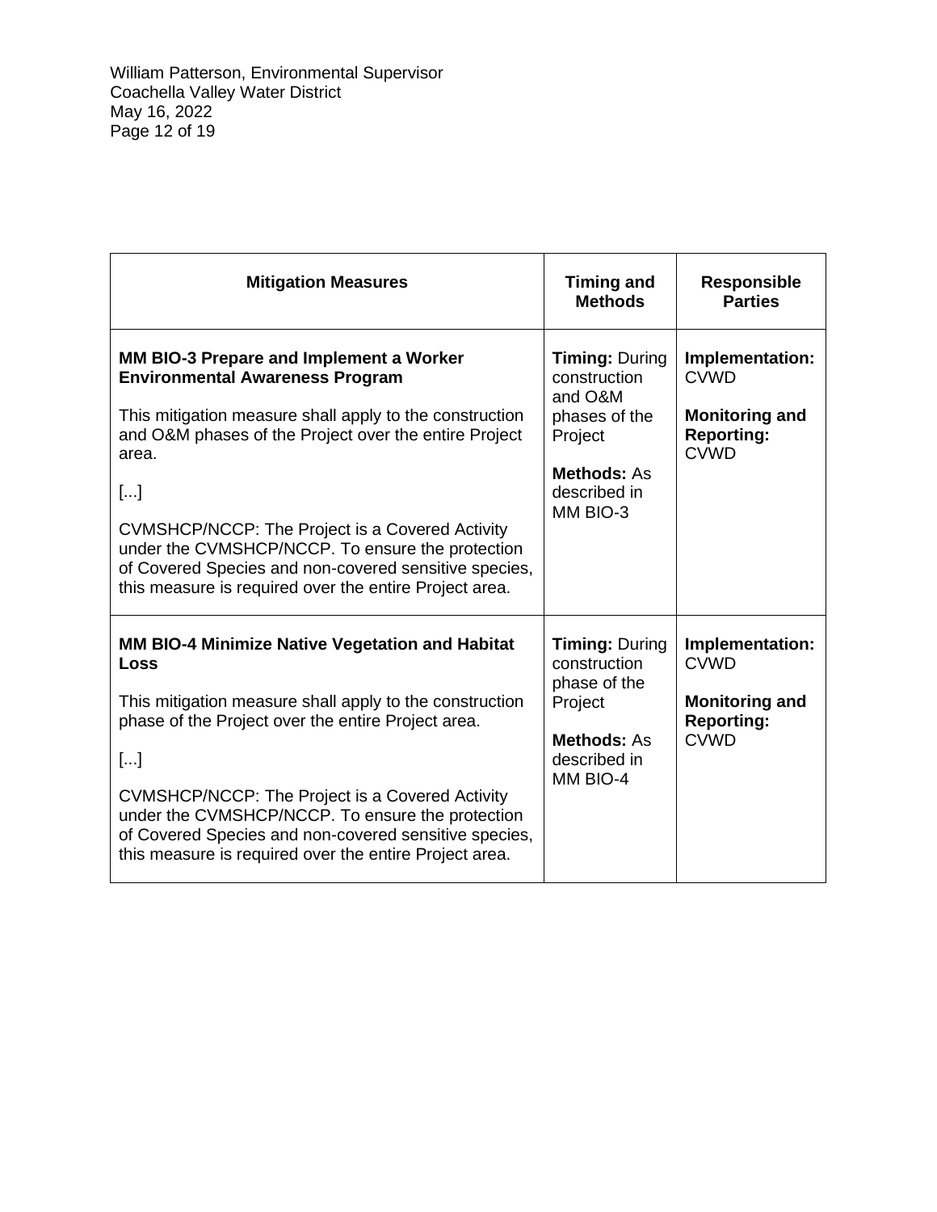| Mitigation Measures | Timing and Methods | Responsible Parties |
|---|---|---|
| **MM BIO-3 Prepare and Implement a Worker Environmental Awareness Program**<br><br>This mitigation measure shall apply to the construction and O&M phases of the Project over the entire Project area.<br><br>[...]<br><br>CVMSHCP/NCCP: The Project is a Covered Activity under the CVMSHCP/NCCP. To ensure the protection of Covered Species and non-covered sensitive species, this measure is required over the entire Project area. | **Timing:** During construction and O&M phases of the Project<br><br>**Methods:** As described in MM BIO-3 | **Implementation:** CVWD<br><br>**Monitoring and Reporting:** CVWD |
| **MM BIO-4 Minimize Native Vegetation and Habitat Loss**<br><br>This mitigation measure shall apply to the construction phase of the Project over the entire Project area.<br><br>[...]<br><br>CVMSHCP/NCCP: The Project is a Covered Activity under the CVMSHCP/NCCP. To ensure the protection of Covered Species and non-covered sensitive species, this measure is required over the entire Project area. | **Timing:** During construction phase of the Project<br><br>**Methods:** As described in MM BIO-4 | **Implementation:** CVWD<br><br>**Monitoring and Reporting:** CVWD |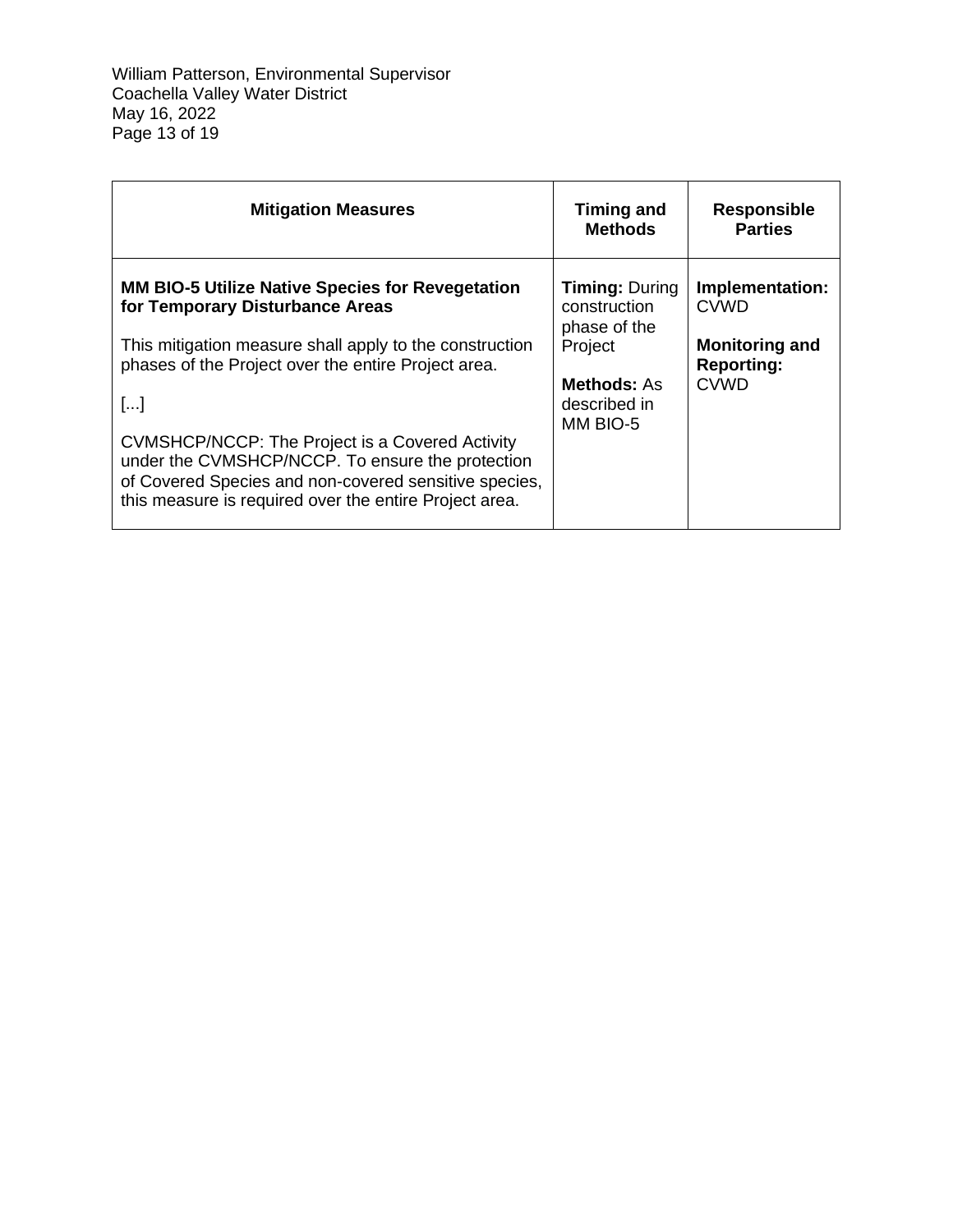| Mitigation Measures | Timing and Methods | Responsible Parties |
|---|---|---|
| **MM BIO-5 Utilize Native Species for Revegetation for Temporary Disturbance Areas**<br><br>This mitigation measure shall apply to the construction phases of the Project over the entire Project area.<br><br>[...]<br><br>CVMSHCP/NCCP: The Project is a Covered Activity under the CVMSHCP/NCCP. To ensure the protection of Covered Species and non-covered sensitive species, this measure is required over the entire Project area. | **Timing:** During construction phase of the Project<br><br>**Methods:** As described in MM BIO-5 | **Implementation:** CVWD<br><br>**Monitoring and Reporting:** CVWD |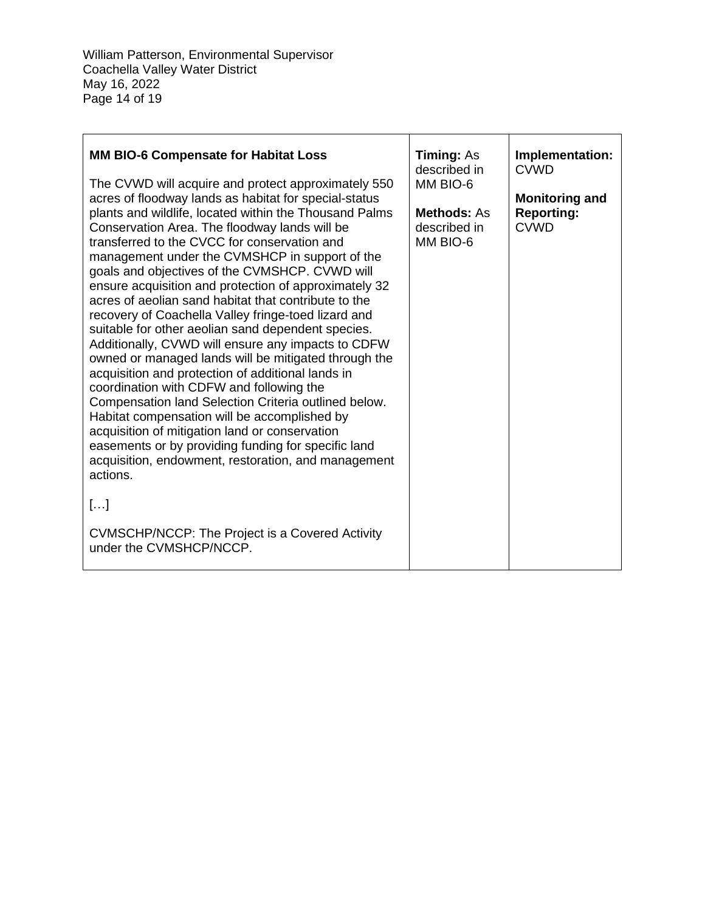| **MM BIO-6 Compensate for Habitat Loss**<br><br>The CVWD will acquire and protect approximately 550 acres of floodway lands as habitat for special-status plants and wildlife, located within the Thousand Palms Conservation Area. The floodway lands will be transferred to the CVCC for conservation and management under the CVMSHCP in support of the goals and objectives of the CVMSHCP. CVWD will ensure acquisition and protection of approximately 32 acres of aeolian sand habitat that contribute to the recovery of Coachella Valley fringe-toed lizard and suitable for other aeolian sand dependent species. Additionally, CVWD will ensure any impacts to CDFW owned or managed lands will be mitigated through the acquisition and protection of additional lands in coordination with CDFW and following the Compensation land Selection Criteria outlined below. Habitat compensation will be accomplished by acquisition of mitigation land or conservation easements or by providing funding for specific land acquisition, endowment, restoration, and management actions.<br><br>[…]<br><br>CVMSCHP/NCCP: The Project is a Covered Activity under the CVMSHCP/NCCP. | **Timing:** As described in MM BIO-6<br><br>**Methods:** As described in MM BIO-6 | **Implementation:** CVWD<br><br>**Monitoring and Reporting:** CVWD |
|---|---|---|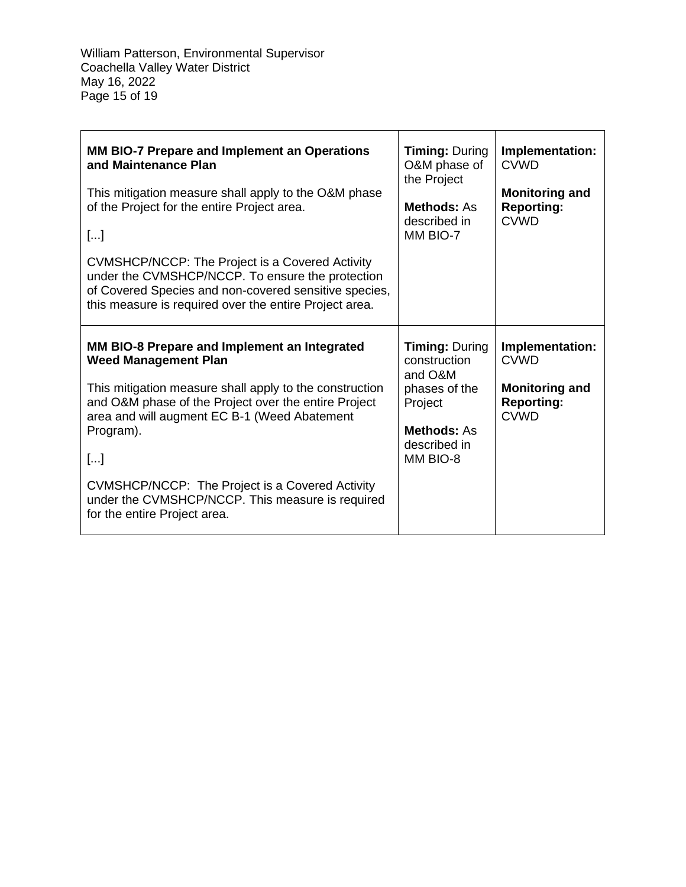| | | |
|---|---|---|
| **MM BIO-7 Prepare and Implement an Operations and Maintenance Plan**<br><br>This mitigation measure shall apply to the O&M phase of the Project for the entire Project area.<br><br>[...]<br><br>CVMSHCP/NCCP: The Project is a Covered Activity under the CVMSHCP/NCCP. To ensure the protection of Covered Species and non-covered sensitive species, this measure is required over the entire Project area. | **Timing:** During O&M phase of the Project<br><br>**Methods:** As described in MM BIO-7 | **Implementation:** CVWD<br><br>**Monitoring and Reporting:** CVWD |
| **MM BIO-8 Prepare and Implement an Integrated Weed Management Plan**<br><br>This mitigation measure shall apply to the construction and O&M phase of the Project over the entire Project area and will augment EC B-1 (Weed Abatement Program).<br><br>[...]<br><br>CVMSHCP/NCCP: The Project is a Covered Activity under the CVMSHCP/NCCP. This measure is required for the entire Project area. | **Timing:** During construction and O&M phases of the Project<br><br>**Methods:** As described in MM BIO-8 | **Implementation:** CVWD<br><br>**Monitoring and Reporting:** CVWD |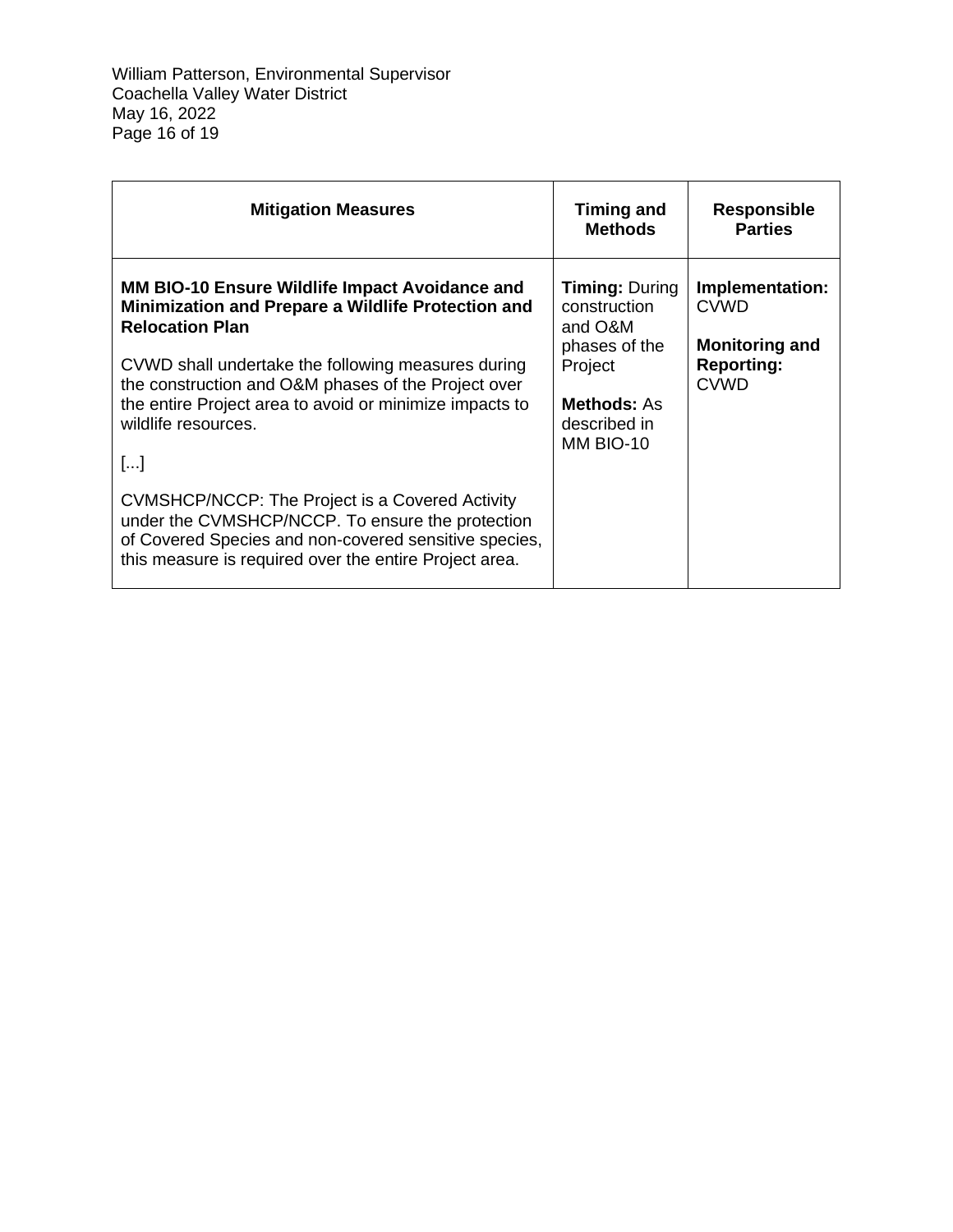| Mitigation Measures | Timing and Methods | Responsible Parties |
|---|---|---|
| **MM BIO-10 Ensure Wildlife Impact Avoidance and Minimization and Prepare a Wildlife Protection and Relocation Plan**<br><br>CVWD shall undertake the following measures during the construction and O&M phases of the Project over the entire Project area to avoid or minimize impacts to wildlife resources.<br><br>[...]<br><br>CVMSHCP/NCCP: The Project is a Covered Activity under the CVMSHCP/NCCP. To ensure the protection of Covered Species and non-covered sensitive species, this measure is required over the entire Project area. | **Timing:** During construction and O&M phases of the Project<br><br>**Methods:** As described in MM BIO-10 | **Implementation:** CVWD<br><br>**Monitoring and Reporting:** CVWD |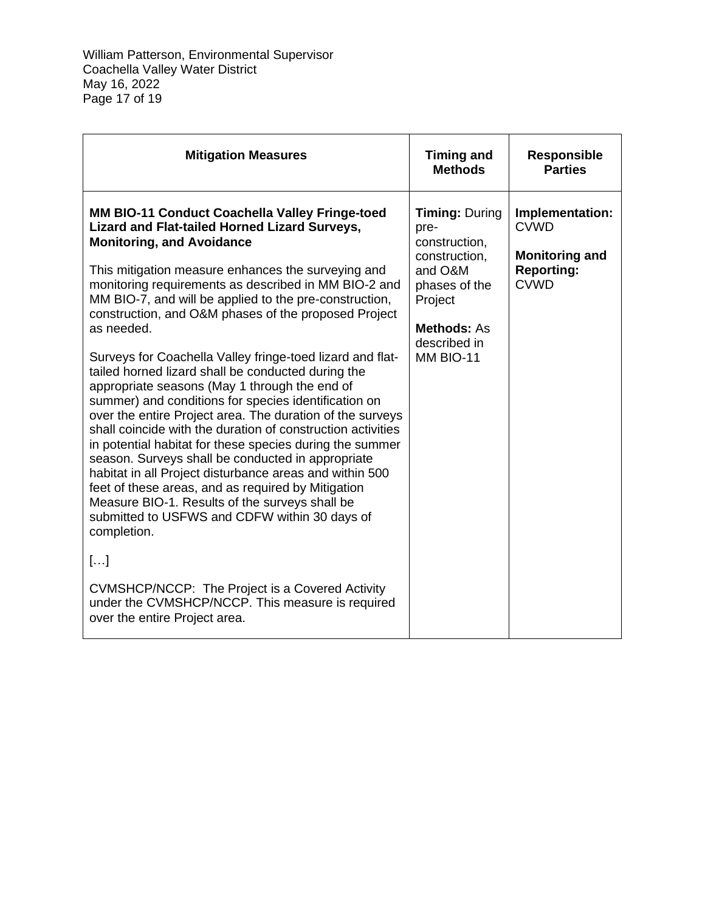| Mitigation Measures | Timing and Methods | Responsible Parties |
|---|---|---|
| **MM BIO-11 Conduct Coachella Valley Fringe-toed Lizard and Flat-tailed Horned Lizard Surveys, Monitoring, and Avoidance**<br><br>This mitigation measure enhances the surveying and monitoring requirements as described in MM BIO-2 and MM BIO-7, and will be applied to the pre-construction, construction, and O&M phases of the proposed Project as needed.<br><br>Surveys for Coachella Valley fringe-toed lizard and flat-tailed horned lizard shall be conducted during the appropriate seasons (May 1 through the end of summer) and conditions for species identification on over the entire Project area. The duration of the surveys shall coincide with the duration of construction activities in potential habitat for these species during the summer season. Surveys shall be conducted in appropriate habitat in all Project disturbance areas and within 500 feet of these areas, and as required by Mitigation Measure BIO-1. Results of the surveys shall be submitted to USFWS and CDFW within 30 days of completion.<br><br>[…]<br><br>CVMSHCP/NCCP: The Project is a Covered Activity under the CVMSHCP/NCCP. This measure is required over the entire Project area. | **Timing:** During pre-construction, construction, and O&M phases of the Project<br><br>**Methods:** As described in MM BIO-11 | **Implementation:** CVWD<br><br>**Monitoring and Reporting:** CVWD |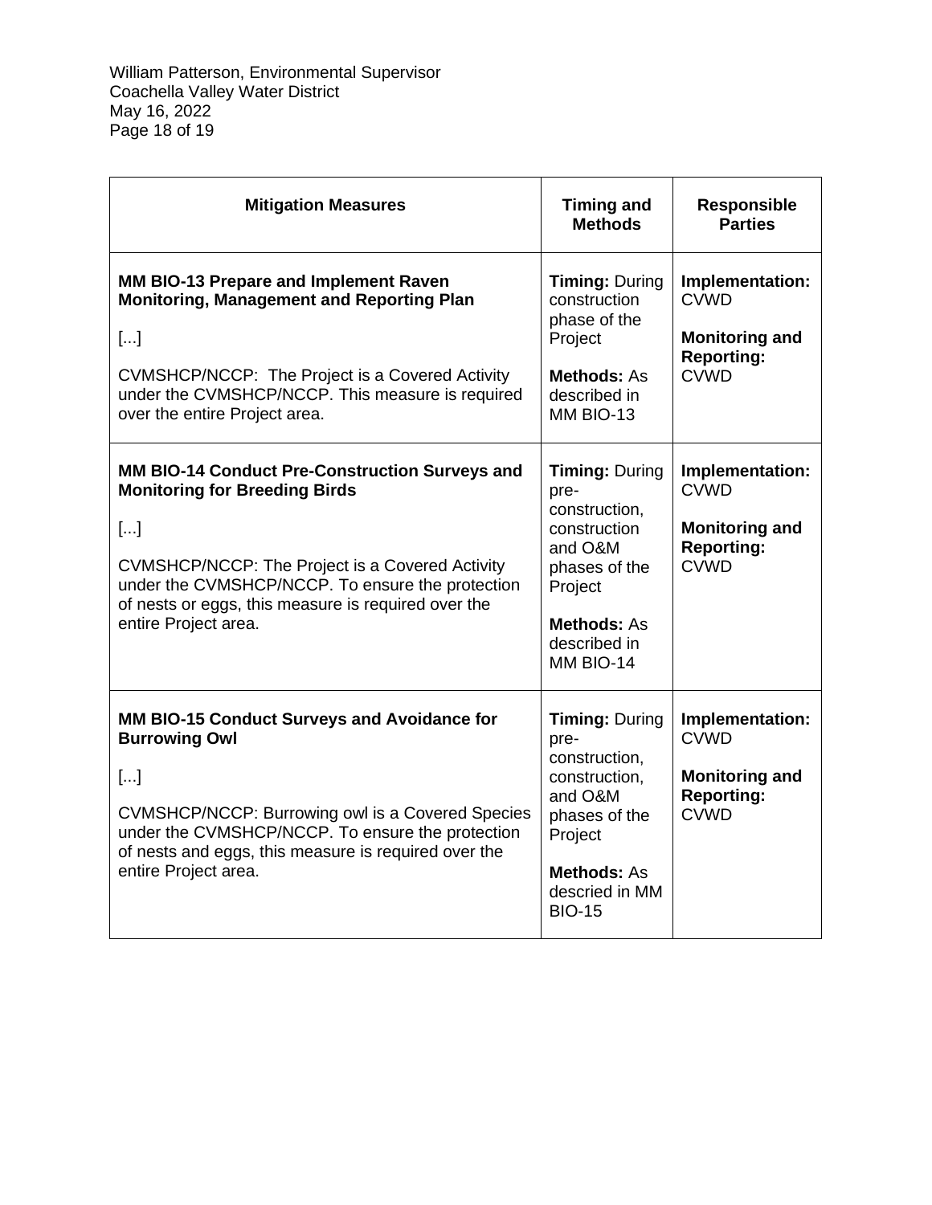| Mitigation Measures | Timing and Methods | Responsible Parties |
|---|---|---|
| **MM BIO-13 Prepare and Implement Raven Monitoring, Management and Reporting Plan**<br><br>[...]<br><br>CVMSHCP/NCCP: The Project is a Covered Activity under the CVMSHCP/NCCP. This measure is required over the entire Project area. | **Timing:** During construction phase of the Project<br><br>**Methods:** As described in MM BIO-13 | **Implementation:** CVWD<br><br>**Monitoring and Reporting:** CVWD |
| **MM BIO-14 Conduct Pre-Construction Surveys and Monitoring for Breeding Birds**<br><br>[...]<br><br>CVMSHCP/NCCP: The Project is a Covered Activity under the CVMSHCP/NCCP. To ensure the protection of nests or eggs, this measure is required over the entire Project area. | **Timing:** During pre-construction, construction and O&M phases of the Project<br><br>**Methods:** As described in MM BIO-14 | **Implementation:** CVWD<br><br>**Monitoring and Reporting:** CVWD |
| **MM BIO-15 Conduct Surveys and Avoidance for Burrowing Owl**<br><br>[...]<br><br>CVMSHCP/NCCP: Burrowing owl is a Covered Species under the CVMSHCP/NCCP. To ensure the protection of nests and eggs, this measure is required over the entire Project area. | **Timing:** During pre-construction, construction, and O&M phases of the Project<br><br>**Methods:** As descried in MM BIO-15 | **Implementation:** CVWD<br><br>**Monitoring and Reporting:** CVWD |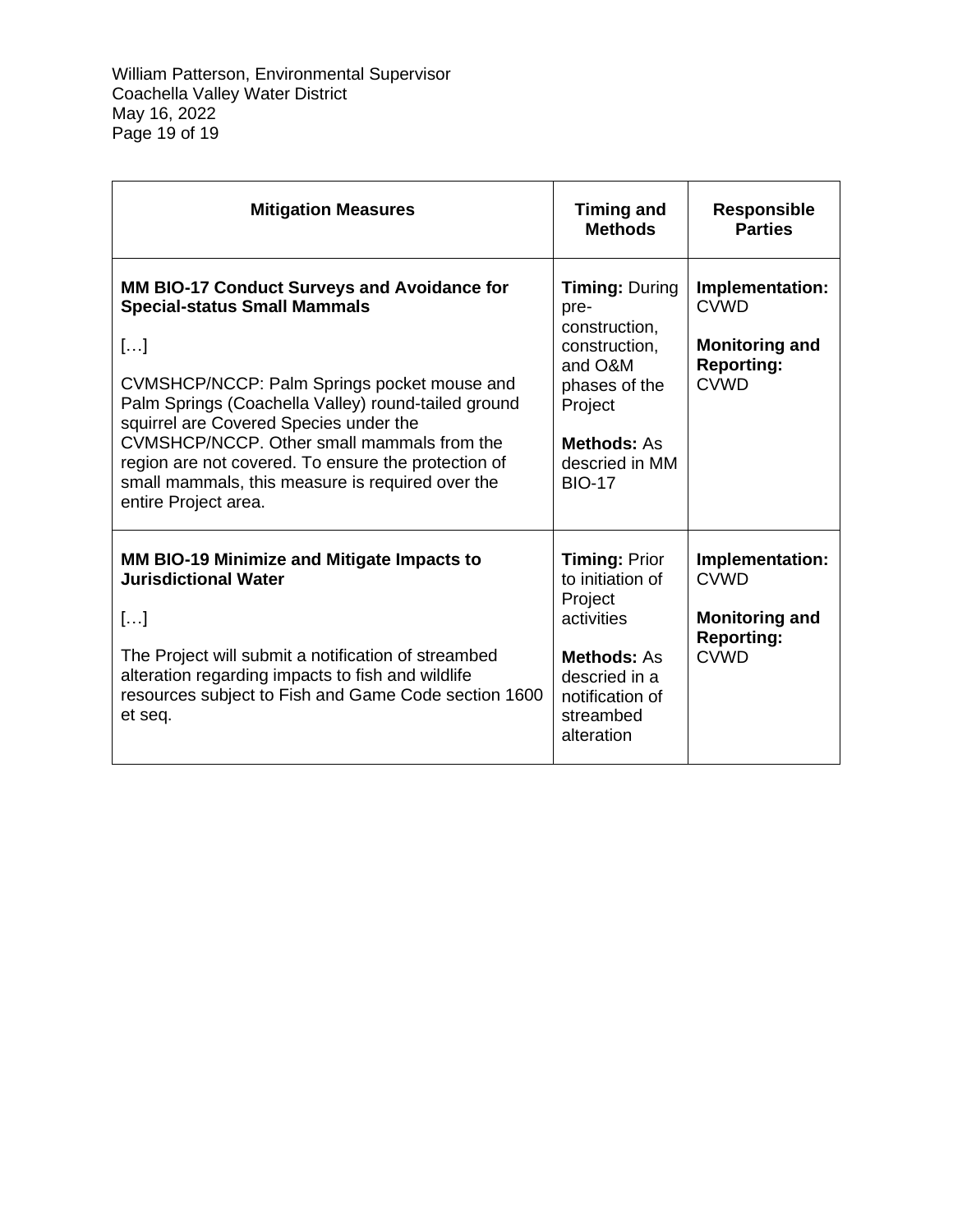| Mitigation Measures | Timing and Methods | Responsible Parties |
|---|---|---|
| **MM BIO-17 Conduct Surveys and Avoidance for Special-status Small Mammals**<br><br>[…]<br><br>CVMSHCP/NCCP: Palm Springs pocket mouse and Palm Springs (Coachella Valley) round-tailed ground squirrel are Covered Species under the CVMSHCP/NCCP. Other small mammals from the region are not covered. To ensure the protection of small mammals, this measure is required over the entire Project area. | **Timing:** During pre-construction, construction, and O&M phases of the Project<br><br>**Methods:** As descried in MM BIO-17 | **Implementation:** CVWD<br><br>**Monitoring and Reporting:** CVWD |
| **MM BIO-19 Minimize and Mitigate Impacts to Jurisdictional Water**<br><br>[…]<br><br>The Project will submit a notification of streambed alteration regarding impacts to fish and wildlife resources subject to Fish and Game Code section 1600 et seq. | **Timing:** Prior to initiation of Project activities<br><br>**Methods:** As descried in a notification of streambed alteration | **Implementation:** CVWD<br><br>**Monitoring and Reporting:** CVWD |